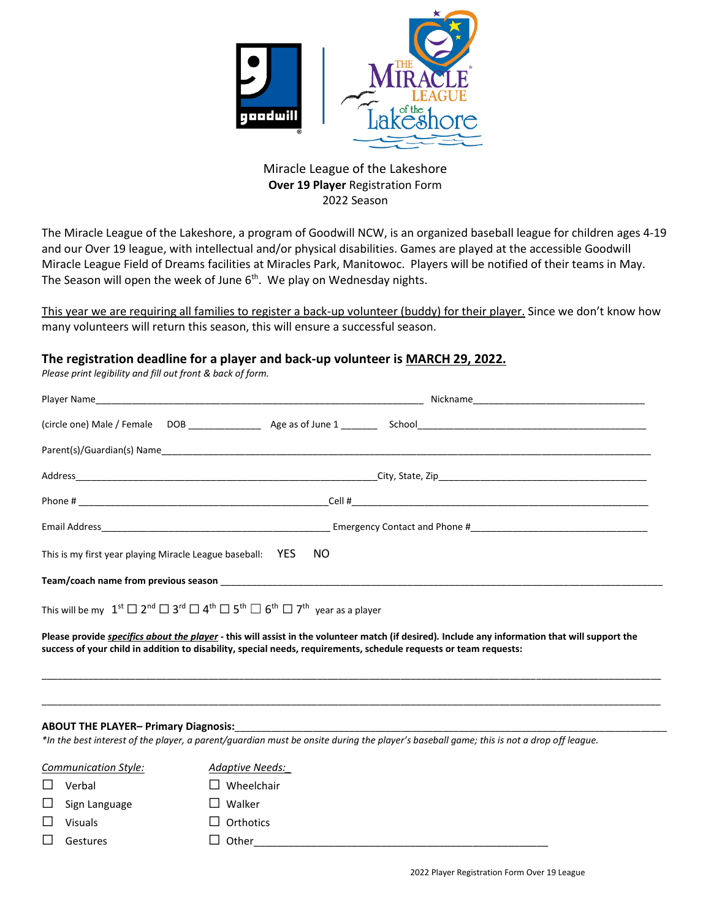Miracle League of the Lakeshore
**Over 19 Player** Registration Form
2022 Season

The Miracle League of the Lakeshore, a program of Goodwill NCW, is an organized baseball league for children ages 4-19 and our Over 19 league, with intellectual and/or physical disabilities. Games are played at the accessible Goodwill Miracle League Field of Dreams facilities at Miracles Park, Manitowoc. Players will be notified of their teams in May. The Season will open the week of June 6th. We play on Wednesday nights.

This year we are requiring all families to register a back-up volunteer (buddy) for their player. Since we don't know how many volunteers will return this season, this will ensure a successful season.

**The registration deadline for a player and back-up volunteer is MARCH 29, 2022.**

*Please print legibility and fill out front & back of form.*

Player Name_______________________________________________ Nickname______________________________

(circle one) Male / Female DOB ____________ Age as of June 1 _______ School________________________________

Parent(s)/Guardian(s) Name______________________________________________________________________

Address____________________________________________City, State, Zip____________________________

Phone # _______________________________________Cell #______________________________________

Email Address____________________________________ Emergency Contact and Phone #_____________________

This is my first year playing Miracle League baseball: YES NO

**Team/coach name from previous season** ________________________________________________________

This will be my 1st ☐ 2nd ☐ 3rd ☐ 4th ☐ 5th ☐ 6th ☐ 7th year as a player

**Please provide *specifics about the player* - this will assist in the volunteer match (if desired). Include any information that will support the success of your child in addition to disability, special needs, requirements, schedule requests or team requests:**

______________________________________________________________________________________________

______________________________________________________________________________________________

**ABOUT THE PLAYER– Primary Diagnosis:**________________________________________________________

*\*In the best interest of the player, a parent/guardian must be onsite during the player's baseball game; this is not a drop off league.*

*Communication Style:*
- ☐ Verbal
- ☐ Sign Language
- ☐ Visuals
- ☐ Gestures

*Adaptive Needs:*
- ☐ Wheelchair
- ☐ Walker
- ☐ Orthotics
- ☐ Other_______________________________________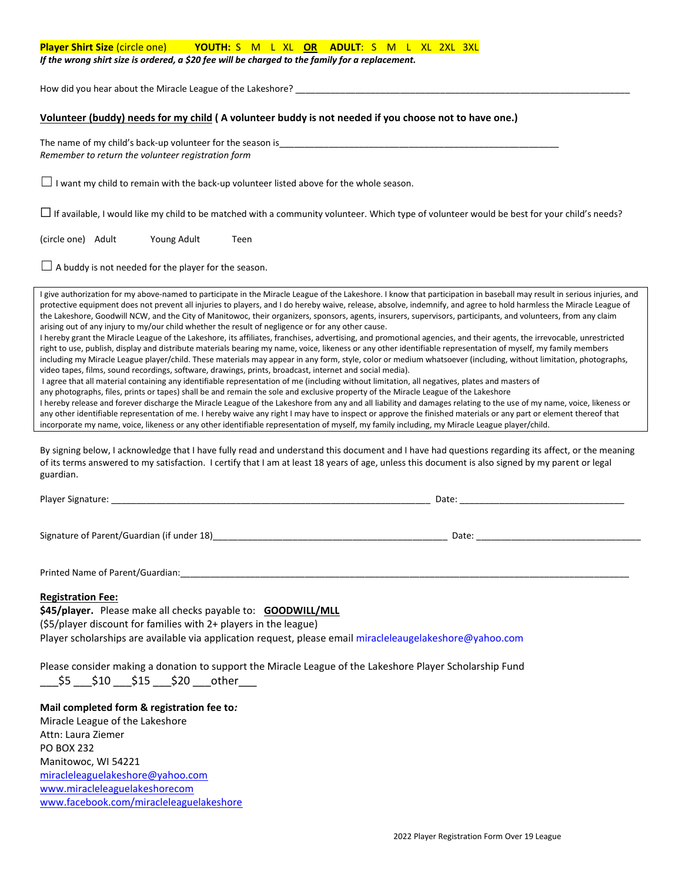**Player Shirt Size** (circle one) **YOUTH:** S M L XL **OR** **ADULT:** S M L XL 2XL 3XL

***If the wrong shirt size is ordered, a $20 fee will be charged to the family for a replacement.***

How did you hear about the Miracle League of the Lakeshore? ______________________________________________________________________

**Volunteer (buddy) needs for my child ( A volunteer buddy is not needed if you choose not to have one.)**

The name of my child's back-up volunteer for the season is__________________________________________________________

*Remember to return the volunteer registration form*

☐ I want my child to remain with the back-up volunteer listed above for the whole season.

☐ If available, I would like my child to be matched with a community volunteer. Which type of volunteer would be best for your child's needs?

(circle one) Adult Young Adult Teen

☐ A buddy is not needed for the player for the season.

I give authorization for my above-named to participate in the Miracle League of the Lakeshore. I know that participation in baseball may result in serious injuries, and protective equipment does not prevent all injuries to players, and I do hereby waive, release, absolve, indemnify, and agree to hold harmless the Miracle League of the Lakeshore, Goodwill NCW, and the City of Manitowoc, their organizers, sponsors, agents, insurers, supervisors, participants, and volunteers, from any claim arising out of any injury to my/our child whether the result of negligence or for any other cause.
I hereby grant the Miracle League of the Lakeshore, its affiliates, franchises, advertising, and promotional agencies, and their agents, the irrevocable, unrestricted right to use, publish, display and distribute materials bearing my name, voice, likeness or any other identifiable representation of myself, my family members including my Miracle League player/child. These materials may appear in any form, style, color or medium whatsoever (including, without limitation, photographs, video tapes, films, sound recordings, software, drawings, prints, broadcast, internet and social media).
I agree that all material containing any identifiable representation of me (including without limitation, all negatives, plates and masters of any photographs, files, prints or tapes) shall be and remain the sole and exclusive property of the Miracle League of the Lakeshore
I hereby release and forever discharge the Miracle League of the Lakeshore from any and all liability and damages relating to the use of my name, voice, likeness or any other identifiable representation of me. I hereby waive any right I may have to inspect or approve the finished materials or any part or element thereof that incorporate my name, voice, likeness or any other identifiable representation of myself, my family including, my Miracle League player/child.

By signing below, I acknowledge that I have fully read and understand this document and I have had questions regarding its affect, or the meaning of its terms answered to my satisfaction. I certify that I am at least 18 years of age, unless this document is also signed by my parent or legal guardian.

Player Signature: _________________________________________________________________ Date: _________________________________

Signature of Parent/Guardian (if under 18)________________________________________________ Date: _________________________________

Printed Name of Parent/Guardian:_____________________________________________________________________________________________

**Registration Fee:**

**$45/player.** Please make all checks payable to: **GOODWILL/MLL**

($5/player discount for families with 2+ players in the league)

Player scholarships are available via application request, please email miracleleaugelakeshore@yahoo.com

Please consider making a donation to support the Miracle League of the Lakeshore Player Scholarship Fund

___$5 ___$10 ___$15 ___$20 ___other___

**Mail completed form & registration fee to*:***

Miracle League of the Lakeshore

Attn: Laura Ziemer

PO BOX 232

Manitowoc, WI 54221

miracleleaguelakeshore@yahoo.com

www.miracleleaguelakeshorecom

www.facebook.com/miracleleaguelakeshore

2022 Player Registration Form Over 19 League